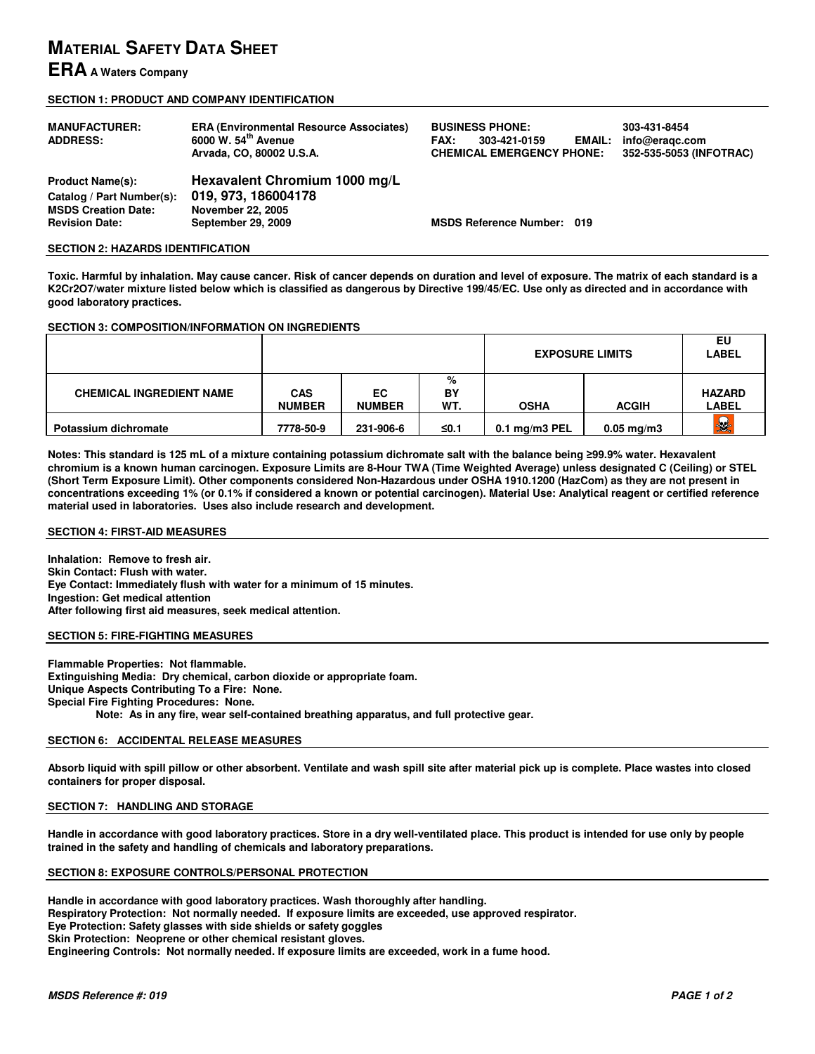# MATERIAL SAFETY DATA SHEET

## ERA A Waters Company

### SECTION 1: PRODUCT AND COMPANY IDENTIFICATION

| | | | |
|---|---|---|---|
| **MANUFACTURER:** | **ERA (Environmental Resource Associates)** | **BUSINESS PHONE:** | **303-431-8454** |
| **ADDRESS:** | **6000 W. 54th Avenue** | **FAX: 303-421-0159 EMAIL:** | **info@eraqc.com** |
| | **Arvada, CO, 80002 U.S.A.** | **CHEMICAL EMERGENCY PHONE:** | **352-535-5053 (INFOTRAC)** |

**Product Name(s):** **Hexavalent Chromium 1000 mg/L**
**Catalog / Part Number(s):** **019, 973, 186004178**
**MSDS Creation Date:** **November 22, 2005**
**Revision Date:** **September 29, 2009**
**MSDS Reference Number: 019**

### SECTION 2: HAZARDS IDENTIFICATION

**Toxic. Harmful by inhalation. May cause cancer. Risk of cancer depends on duration and level of exposure. The matrix of each standard is a K2Cr2O7/water mixture listed below which is classified as dangerous by Directive 199/45/EC. Use only as directed and in accordance with good laboratory practices.**

### SECTION 3: COMPOSITION/INFORMATION ON INGREDIENTS

| | | | | EXPOSURE LIMITS | | EU LABEL |
|---|---|---|---|---|---|---|
| **CHEMICAL INGREDIENT NAME** | **CAS NUMBER** | **EC NUMBER** | **% BY WT.** | **OSHA** | **ACGIH** | **HAZARD LABEL** |
| **Potassium dichromate** | **7778-50-9** | **231-906-6** | **≤0.1** | **0.1 mg/m3 PEL** | **0.05 mg/m3** | |

**Notes: This standard is 125 mL of a mixture containing potassium dichromate salt with the balance being ≥99.9% water. Hexavalent chromium is a known human carcinogen. Exposure Limits are 8-Hour TWA (Time Weighted Average) unless designated C (Ceiling) or STEL (Short Term Exposure Limit). Other components considered Non-Hazardous under OSHA 1910.1200 (HazCom) as they are not present in concentrations exceeding 1% (or 0.1% if considered a known or potential carcinogen). Material Use: Analytical reagent or certified reference material used in laboratories. Uses also include research and development.**

### SECTION 4: FIRST-AID MEASURES

**Inhalation: Remove to fresh air.**
**Skin Contact: Flush with water.**
**Eye Contact: Immediately flush with water for a minimum of 15 minutes.**
**Ingestion: Get medical attention**
**After following first aid measures, seek medical attention.**

### SECTION 5: FIRE-FIGHTING MEASURES

**Flammable Properties: Not flammable.**
**Extinguishing Media: Dry chemical, carbon dioxide or appropriate foam.**
**Unique Aspects Contributing To a Fire: None.**
**Special Fire Fighting Procedures: None.**
**Note: As in any fire, wear self-contained breathing apparatus, and full protective gear.**

### SECTION 6: ACCIDENTAL RELEASE MEASURES

**Absorb liquid with spill pillow or other absorbent. Ventilate and wash spill site after material pick up is complete. Place wastes into closed containers for proper disposal.**

### SECTION 7: HANDLING AND STORAGE

**Handle in accordance with good laboratory practices. Store in a dry well-ventilated place. This product is intended for use only by people trained in the safety and handling of chemicals and laboratory preparations.**

### SECTION 8: EXPOSURE CONTROLS/PERSONAL PROTECTION

**Handle in accordance with good laboratory practices. Wash thoroughly after handling.**
**Respiratory Protection: Not normally needed. If exposure limits are exceeded, use approved respirator.**
**Eye Protection: Safety glasses with side shields or safety goggles**
**Skin Protection: Neoprene or other chemical resistant gloves.**
**Engineering Controls: Not normally needed. If exposure limits are exceeded, work in a fume hood.**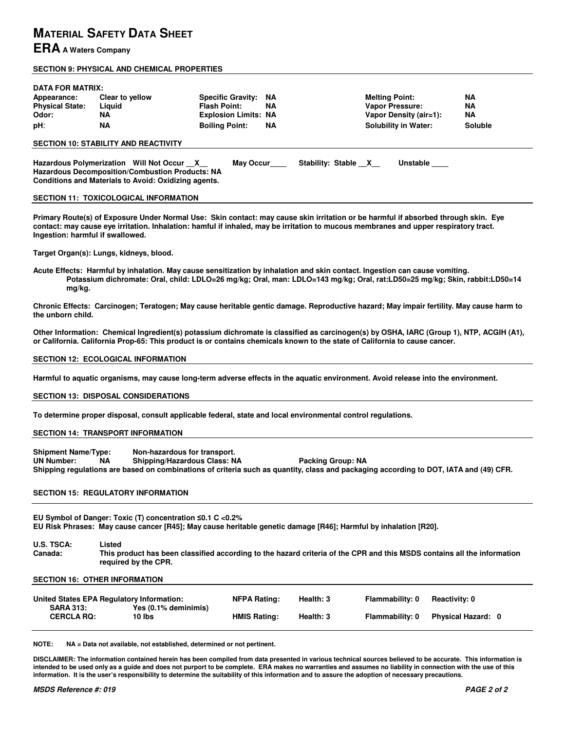# MATERIAL SAFETY DATA SHEET

## ERA A Waters Company

### SECTION 9: PHYSICAL AND CHEMICAL PROPERTIES

**DATA FOR MATRIX:**

| | | | | | |
|---|---|---|---|---|---|
| **Appearance:** | Clear to yellow | **Specific Gravity:** | NA | **Melting Point:** | NA |
| **Physical State:** | Liquid | **Flash Point:** | NA | **Vapor Pressure:** | NA |
| **Odor:** | NA | **Explosion Limits:** | NA | **Vapor Density (air=1):** | NA |
| **pH:** | NA | **Boiling Point:** | NA | **Solubility in Water:** | Soluble |

### SECTION 10: STABILITY AND REACTIVITY

**Hazardous Polymerization Will Not Occur __X__ May Occur____ Stability: Stable __X__ Unstable ____**
**Hazardous Decomposition/Combustion Products: NA**
**Conditions and Materials to Avoid: Oxidizing agents.**

### SECTION 11: TOXICOLOGICAL INFORMATION

**Primary Route(s) of Exposure Under Normal Use: Skin contact: may cause skin irritation or be harmful if absorbed through skin. Eye contact: may cause eye irritation. Inhalation: hamful if inhaled, may be irritation to mucous membranes and upper respiratory tract. Ingestion: harmful if swallowed.**

**Target Organ(s): Lungs, kidneys, blood.**

**Acute Effects: Harmful by inhalation. May cause sensitization by inhalation and skin contact. Ingestion can cause vomiting.**
**Potassium dichromate: Oral, child: LDLO=26 mg/kg; Oral, man: LDLO=143 mg/kg; Oral, rat:LD50=25 mg/kg; Skin, rabbit:LD50=14 mg/kg.**

**Chronic Effects: Carcinogen; Teratogen; May cause heritable gentic damage. Reproductive hazard; May impair fertility. May cause harm to the unborn child.**

**Other Information: Chemical Ingredient(s) potassium dichromate is classified as carcinogen(s) by OSHA, IARC (Group 1), NTP, ACGIH (A1), or California. California Prop-65: This product is or contains chemicals known to the state of California to cause cancer.**

### SECTION 12: ECOLOGICAL INFORMATION

**Harmful to aquatic organisms, may cause long-term adverse effects in the aquatic environment. Avoid release into the environment.**

### SECTION 13: DISPOSAL CONSIDERATIONS

**To determine proper disposal, consult applicable federal, state and local environmental control regulations.**

### SECTION 14: TRANSPORT INFORMATION

**Shipment Name/Type:** Non-hazardous for transport.
**UN Number:** NA **Shipping/Hazardous Class: NA** **Packing Group: NA**
**Shipping regulations are based on combinations of criteria such as quantity, class and packaging according to DOT, IATA and (49) CFR.**

### SECTION 15: REGULATORY INFORMATION

**EU Symbol of Danger: Toxic (T) concentration ≤0.1 C <0.2%**
**EU Risk Phrases: May cause cancer [R45]; May cause heritable genetic damage [R46]; Harmful by inhalation [R20].**

**U.S. TSCA:** Listed
**Canada:** This product has been classified according to the hazard criteria of the CPR and this MSDS contains all the information required by the CPR.

### SECTION 16: OTHER INFORMATION

| United States EPA Regulatory Information: | | | | | |
|---|---|---|---|---|---|
| | | **NFPA Rating:** | Health: 3 | Flammability: 0 | Reactivity: 0 |
| **SARA 313:** | Yes (0.1% deminimis) | | | | |
| **CERCLA RQ:** | 10 lbs | **HMIS Rating:** | Health: 3 | Flammability: 0 | Physical Hazard: 0 |

**NOTE:** NA = Data not available, not established, determined or not pertinent.

**DISCLAIMER: The information contained herein has been compiled from data presented in various technical sources believed to be accurate. This information is intended to be used only as a guide and does not purport to be complete. ERA makes no warranties and assumes no liability in connection with the use of this information. It is the user's responsibility to determine the suitability of this information and to assure the adoption of necessary precautions.**

*MSDS Reference #: 019*